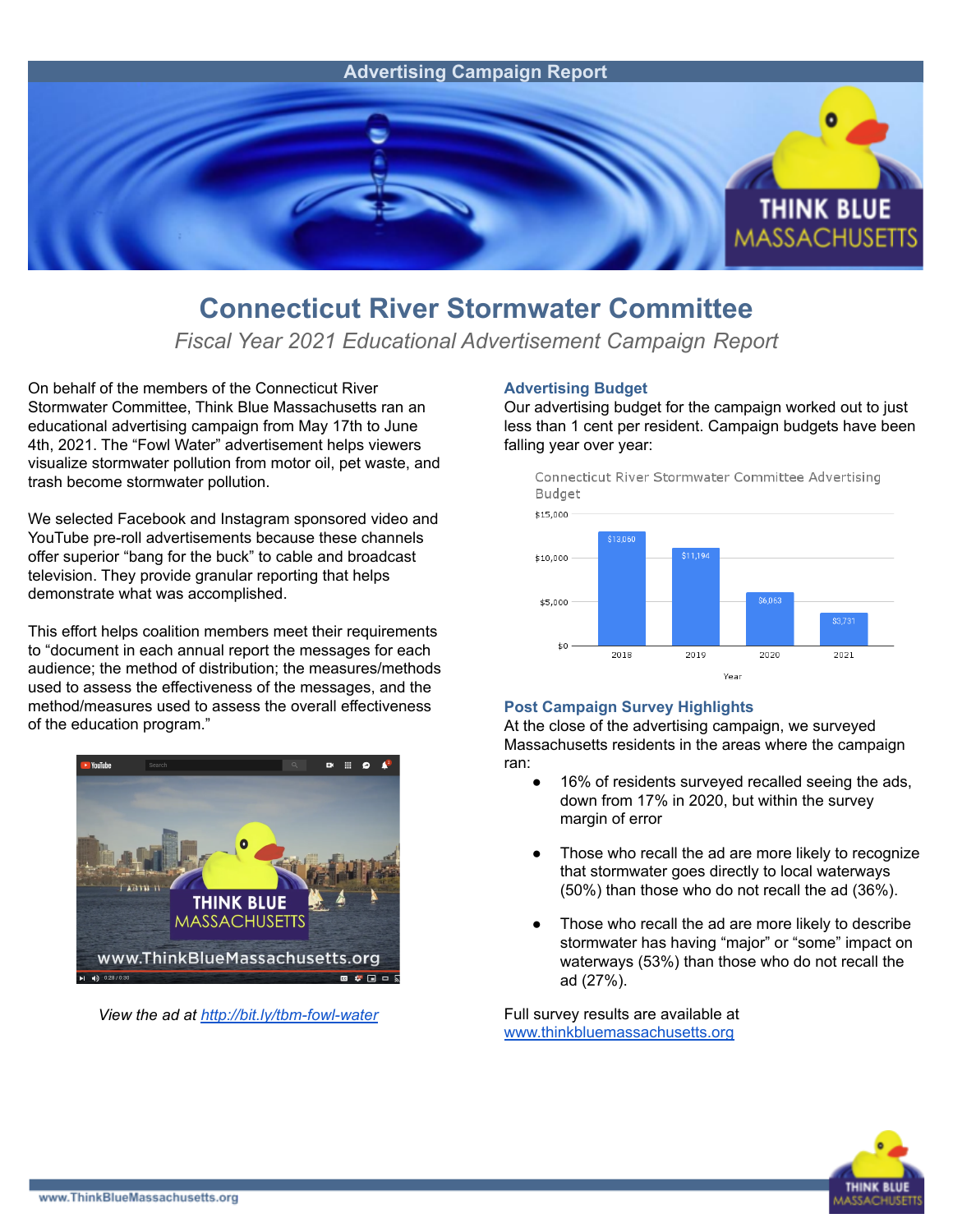Advertising Campaign Report

# Connecticut River Stormwater Committee

*Fiscal Year 2021 Educational Advertisement Campaign Report*

On behalf of the members of the Connecticut River Stormwater Committee, Think Blue Massachusetts ran an educational advertising campaign from May 17th to June 4th, 2021. The "Fowl Water" advertisement helps viewers visualize stormwater pollution from motor oil, pet waste, and trash become stormwater pollution.

We selected Facebook and Instagram sponsored video and YouTube pre-roll advertisements because these channels offer superior "bang for the buck" to cable and broadcast television. They provide granular reporting that helps demonstrate what was accomplished.

This effort helps coalition members meet their requirements to "document in each annual report the messages for each audience; the method of distribution; the measures/methods used to assess the effectiveness of the messages, and the method/measures used to assess the overall effectiveness of the education program."

*View the ad at [http://bit.ly/tbm-fowl-water](http://bit.ly/tbm-fowl-water)*

### Advertising Budget

Our advertising budget for the campaign worked out to just less than 1 cent per resident. Campaign budgets have been falling year over year:

Connecticut River Stormwater Committee Advertising Budget

| Year | Budget |
|---|---|
| 2018 | $13,060 |
| 2019 | $11,194 |
| 2020 | $6,063 |
| 2021 | $3,731 |

### Post Campaign Survey Highlights

At the close of the advertising campaign, we surveyed Massachusetts residents in the areas where the campaign ran:

- 16% of residents surveyed recalled seeing the ads, down from 17% in 2020, but within the survey margin of error
- Those who recall the ad are more likely to recognize that stormwater goes directly to local waterways (50%) than those who do not recall the ad (36%).
- Those who recall the ad are more likely to describe stormwater has having "major" or "some" impact on waterways (53%) than those who do not recall the ad (27%).

Full survey results are available at [www.thinkbluemassachusetts.org](www.thinkbluemassachusetts.org)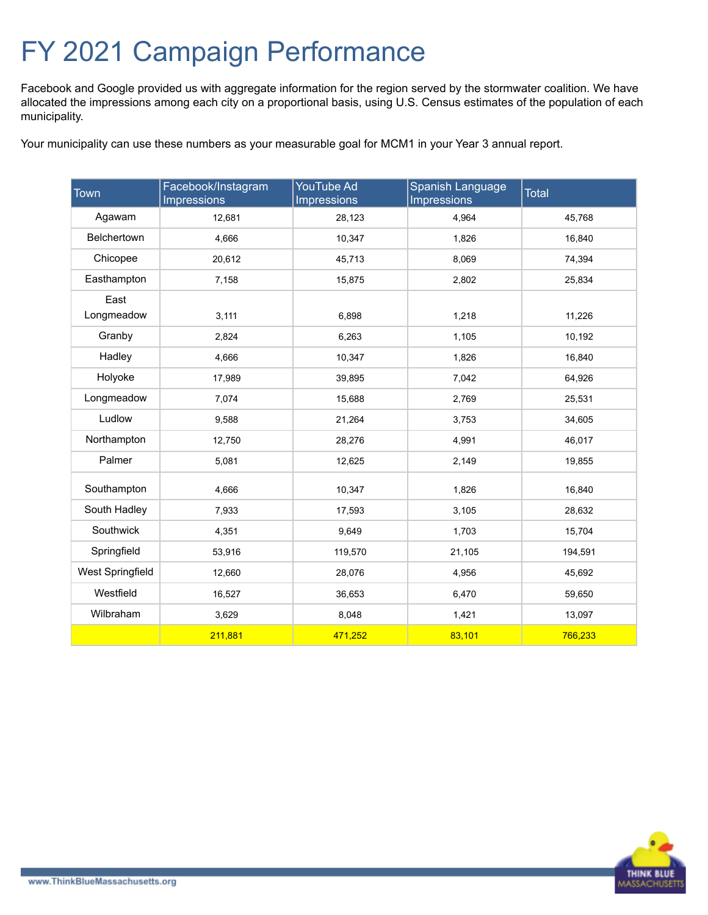# FY 2021 Campaign Performance

Facebook and Google provided us with aggregate information for the region served by the stormwater coalition. We have allocated the impressions among each city on a proportional basis, using U.S. Census estimates of the population of each municipality.

Your municipality can use these numbers as your measurable goal for MCM1 in your Year 3 annual report.

| Town | Facebook/Instagram Impressions | YouTube Ad Impressions | Spanish Language Impressions | Total |
|---|---|---|---|---|
| Agawam | 12,681 | 28,123 | 4,964 | 45,768 |
| Belchertown | 4,666 | 10,347 | 1,826 | 16,840 |
| Chicopee | 20,612 | 45,713 | 8,069 | 74,394 |
| Easthampton | 7,158 | 15,875 | 2,802 | 25,834 |
| East Longmeadow | 3,111 | 6,898 | 1,218 | 11,226 |
| Granby | 2,824 | 6,263 | 1,105 | 10,192 |
| Hadley | 4,666 | 10,347 | 1,826 | 16,840 |
| Holyoke | 17,989 | 39,895 | 7,042 | 64,926 |
| Longmeadow | 7,074 | 15,688 | 2,769 | 25,531 |
| Ludlow | 9,588 | 21,264 | 3,753 | 34,605 |
| Northampton | 12,750 | 28,276 | 4,991 | 46,017 |
| Palmer | 5,081 | 12,625 | 2,149 | 19,855 |
| Southampton | 4,666 | 10,347 | 1,826 | 16,840 |
| South Hadley | 7,933 | 17,593 | 3,105 | 28,632 |
| Southwick | 4,351 | 9,649 | 1,703 | 15,704 |
| Springfield | 53,916 | 119,570 | 21,105 | 194,591 |
| West Springfield | 12,660 | 28,076 | 4,956 | 45,692 |
| Westfield | 16,527 | 36,653 | 6,470 | 59,650 |
| Wilbraham | 3,629 | 8,048 | 1,421 | 13,097 |
| | 211,881 | 471,252 | 83,101 | 766,233 |

www.ThinkBlueMassachusetts.org